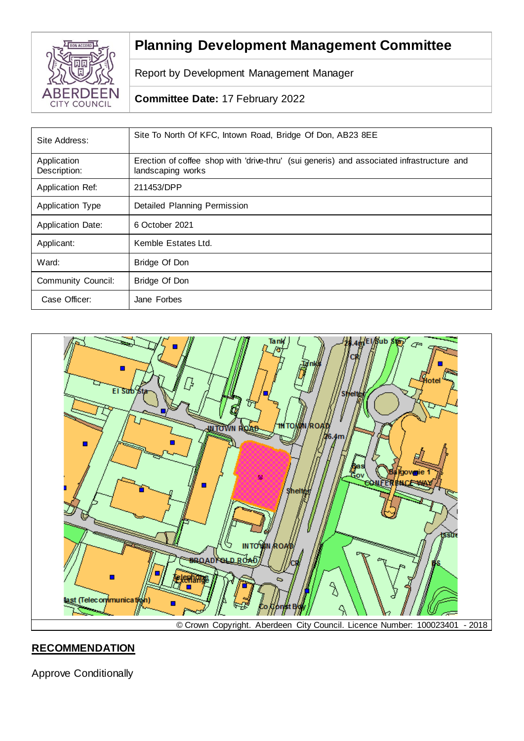# Planning Development Management Committee

Report by Development Management Manager

**Committee Date:** 17 February 2022

| | |
|---|---|
| Site Address: | Site To North Of KFC, Intown Road, Bridge Of Don, AB23 8EE |
| Application Description: | Erection of coffee shop with 'drive-thru' (sui generis) and associated infrastructure and landscaping works |
| Application Ref: | 211453/DPP |
| Application Type | Detailed Planning Permission |
| Application Date: | 6 October 2021 |
| Applicant: | Kemble Estates Ltd. |
| Ward: | Bridge Of Don |
| Community Council: | Bridge Of Don |
| Case Officer: | Jane Forbes |

© Crown Copyright. Aberdeen City Council. Licence Number: 100023401 - 2018

## RECOMMENDATION

Approve Conditionally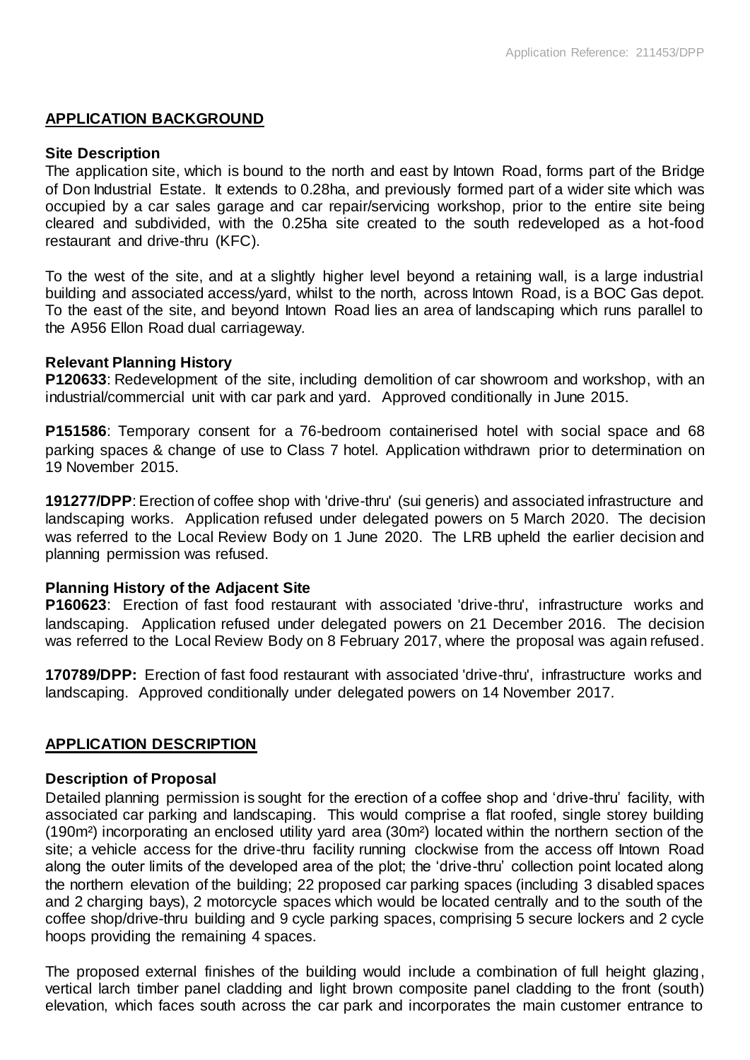## APPLICATION BACKGROUND

### Site Description

The application site, which is bound to the north and east by Intown Road, forms part of the Bridge of Don Industrial Estate. It extends to 0.28ha, and previously formed part of a wider site which was occupied by a car sales garage and car repair/servicing workshop, prior to the entire site being cleared and subdivided, with the 0.25ha site created to the south redeveloped as a hot-food restaurant and drive-thru (KFC).

To the west of the site, and at a slightly higher level beyond a retaining wall, is a large industrial building and associated access/yard, whilst to the north, across Intown Road, is a BOC Gas depot. To the east of the site, and beyond Intown Road lies an area of landscaping which runs parallel to the A956 Ellon Road dual carriageway.

### Relevant Planning History

**P120633**: Redevelopment of the site, including demolition of car showroom and workshop, with an industrial/commercial unit with car park and yard. Approved conditionally in June 2015.

**P151586**: Temporary consent for a 76-bedroom containerised hotel with social space and 68 parking spaces & change of use to Class 7 hotel. Application withdrawn prior to determination on 19 November 2015.

**191277/DPP**: Erection of coffee shop with 'drive-thru' (sui generis) and associated infrastructure and landscaping works. Application refused under delegated powers on 5 March 2020. The decision was referred to the Local Review Body on 1 June 2020. The LRB upheld the earlier decision and planning permission was refused.

### Planning History of the Adjacent Site

**P160623**: Erection of fast food restaurant with associated 'drive-thru', infrastructure works and landscaping. Application refused under delegated powers on 21 December 2016. The decision was referred to the Local Review Body on 8 February 2017, where the proposal was again refused.

**170789/DPP:** Erection of fast food restaurant with associated 'drive-thru', infrastructure works and landscaping. Approved conditionally under delegated powers on 14 November 2017.

## APPLICATION DESCRIPTION

### Description of Proposal

Detailed planning permission is sought for the erection of a coffee shop and 'drive-thru' facility, with associated car parking and landscaping. This would comprise a flat roofed, single storey building (190m²) incorporating an enclosed utility yard area (30m²) located within the northern section of the site; a vehicle access for the drive-thru facility running clockwise from the access off Intown Road along the outer limits of the developed area of the plot; the 'drive-thru' collection point located along the northern elevation of the building; 22 proposed car parking spaces (including 3 disabled spaces and 2 charging bays), 2 motorcycle spaces which would be located centrally and to the south of the coffee shop/drive-thru building and 9 cycle parking spaces, comprising 5 secure lockers and 2 cycle hoops providing the remaining 4 spaces.

The proposed external finishes of the building would include a combination of full height glazing, vertical larch timber panel cladding and light brown composite panel cladding to the front (south) elevation, which faces south across the car park and incorporates the main customer entrance to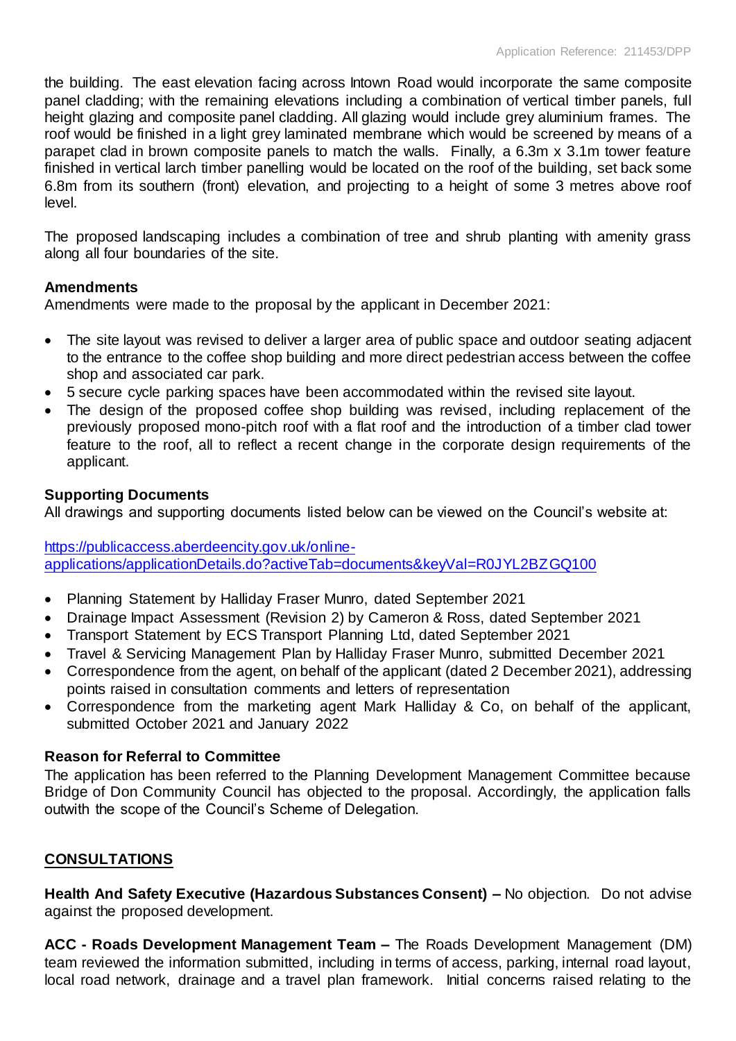the building. The east elevation facing across Intown Road would incorporate the same composite panel cladding; with the remaining elevations including a combination of vertical timber panels, full height glazing and composite panel cladding. All glazing would include grey aluminium frames. The roof would be finished in a light grey laminated membrane which would be screened by means of a parapet clad in brown composite panels to match the walls. Finally, a 6.3m x 3.1m tower feature finished in vertical larch timber panelling would be located on the roof of the building, set back some 6.8m from its southern (front) elevation, and projecting to a height of some 3 metres above roof level.

The proposed landscaping includes a combination of tree and shrub planting with amenity grass along all four boundaries of the site.

**Amendments**
Amendments were made to the proposal by the applicant in December 2021:

- The site layout was revised to deliver a larger area of public space and outdoor seating adjacent to the entrance to the coffee shop building and more direct pedestrian access between the coffee shop and associated car park.
- 5 secure cycle parking spaces have been accommodated within the revised site layout.
- The design of the proposed coffee shop building was revised, including replacement of the previously proposed mono-pitch roof with a flat roof and the introduction of a timber clad tower feature to the roof, all to reflect a recent change in the corporate design requirements of the applicant.

**Supporting Documents**
All drawings and supporting documents listed below can be viewed on the Council's website at:

https://publicaccess.aberdeencity.gov.uk/online-applications/applicationDetails.do?activeTab=documents&keyVal=R0JYL2BZGQ100

- Planning Statement by Halliday Fraser Munro, dated September 2021
- Drainage Impact Assessment (Revision 2) by Cameron & Ross, dated September 2021
- Transport Statement by ECS Transport Planning Ltd, dated September 2021
- Travel & Servicing Management Plan by Halliday Fraser Munro, submitted December 2021
- Correspondence from the agent, on behalf of the applicant (dated 2 December 2021), addressing points raised in consultation comments and letters of representation
- Correspondence from the marketing agent Mark Halliday & Co, on behalf of the applicant, submitted October 2021 and January 2022

**Reason for Referral to Committee**
The application has been referred to the Planning Development Management Committee because Bridge of Don Community Council has objected to the proposal. Accordingly, the application falls outwith the scope of the Council's Scheme of Delegation.

## CONSULTATIONS

**Health And Safety Executive (Hazardous Substances Consent) –** No objection. Do not advise against the proposed development.

**ACC - Roads Development Management Team –** The Roads Development Management (DM) team reviewed the information submitted, including in terms of access, parking, internal road layout, local road network, drainage and a travel plan framework. Initial concerns raised relating to the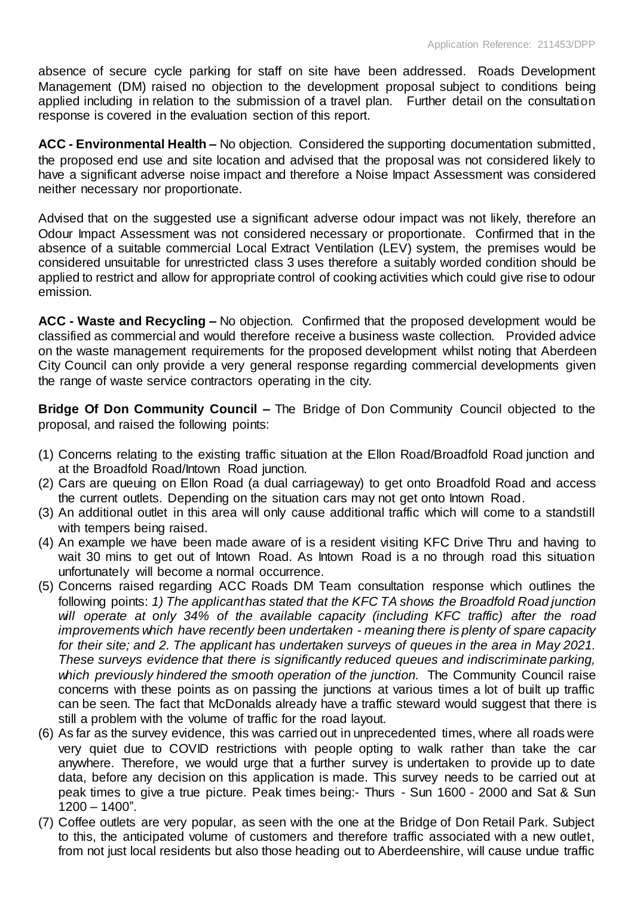absence of secure cycle parking for staff on site have been addressed. Roads Development Management (DM) raised no objection to the development proposal subject to conditions being applied including in relation to the submission of a travel plan. Further detail on the consultation response is covered in the evaluation section of this report.

**ACC - Environmental Health –** No objection. Considered the supporting documentation submitted, the proposed end use and site location and advised that the proposal was not considered likely to have a significant adverse noise impact and therefore a Noise Impact Assessment was considered neither necessary nor proportionate.

Advised that on the suggested use a significant adverse odour impact was not likely, therefore an Odour Impact Assessment was not considered necessary or proportionate. Confirmed that in the absence of a suitable commercial Local Extract Ventilation (LEV) system, the premises would be considered unsuitable for unrestricted class 3 uses therefore a suitably worded condition should be applied to restrict and allow for appropriate control of cooking activities which could give rise to odour emission.

**ACC - Waste and Recycling –** No objection. Confirmed that the proposed development would be classified as commercial and would therefore receive a business waste collection. Provided advice on the waste management requirements for the proposed development whilst noting that Aberdeen City Council can only provide a very general response regarding commercial developments given the range of waste service contractors operating in the city.

**Bridge Of Don Community Council –** The Bridge of Don Community Council objected to the proposal, and raised the following points:

(1) Concerns relating to the existing traffic situation at the Ellon Road/Broadfold Road junction and at the Broadfold Road/Intown Road junction.
(2) Cars are queuing on Ellon Road (a dual carriageway) to get onto Broadfold Road and access the current outlets. Depending on the situation cars may not get onto Intown Road.
(3) An additional outlet in this area will only cause additional traffic which will come to a standstill with tempers being raised.
(4) An example we have been made aware of is a resident visiting KFC Drive Thru and having to wait 30 mins to get out of Intown Road. As Intown Road is a no through road this situation unfortunately will become a normal occurrence.
(5) Concerns raised regarding ACC Roads DM Team consultation response which outlines the following points: *1) The applicant has stated that the KFC TA shows the Broadfold Road junction will operate at only 34% of the available capacity (including KFC traffic) after the road improvements which have recently been undertaken - meaning there is plenty of spare capacity for their site; and 2. The applicant has undertaken surveys of queues in the area in May 2021. These surveys evidence that there is significantly reduced queues and indiscriminate parking, which previously hindered the smooth operation of the junction.* The Community Council raise concerns with these points as on passing the junctions at various times a lot of built up traffic can be seen. The fact that McDonalds already have a traffic steward would suggest that there is still a problem with the volume of traffic for the road layout.
(6) As far as the survey evidence, this was carried out in unprecedented times, where all roads were very quiet due to COVID restrictions with people opting to walk rather than take the car anywhere. Therefore, we would urge that a further survey is undertaken to provide up to date data, before any decision on this application is made. This survey needs to be carried out at peak times to give a true picture. Peak times being:- Thurs - Sun 1600 - 2000 and Sat & Sun 1200 – 1400".
(7) Coffee outlets are very popular, as seen with the one at the Bridge of Don Retail Park. Subject to this, the anticipated volume of customers and therefore traffic associated with a new outlet, from not just local residents but also those heading out to Aberdeenshire, will cause undue traffic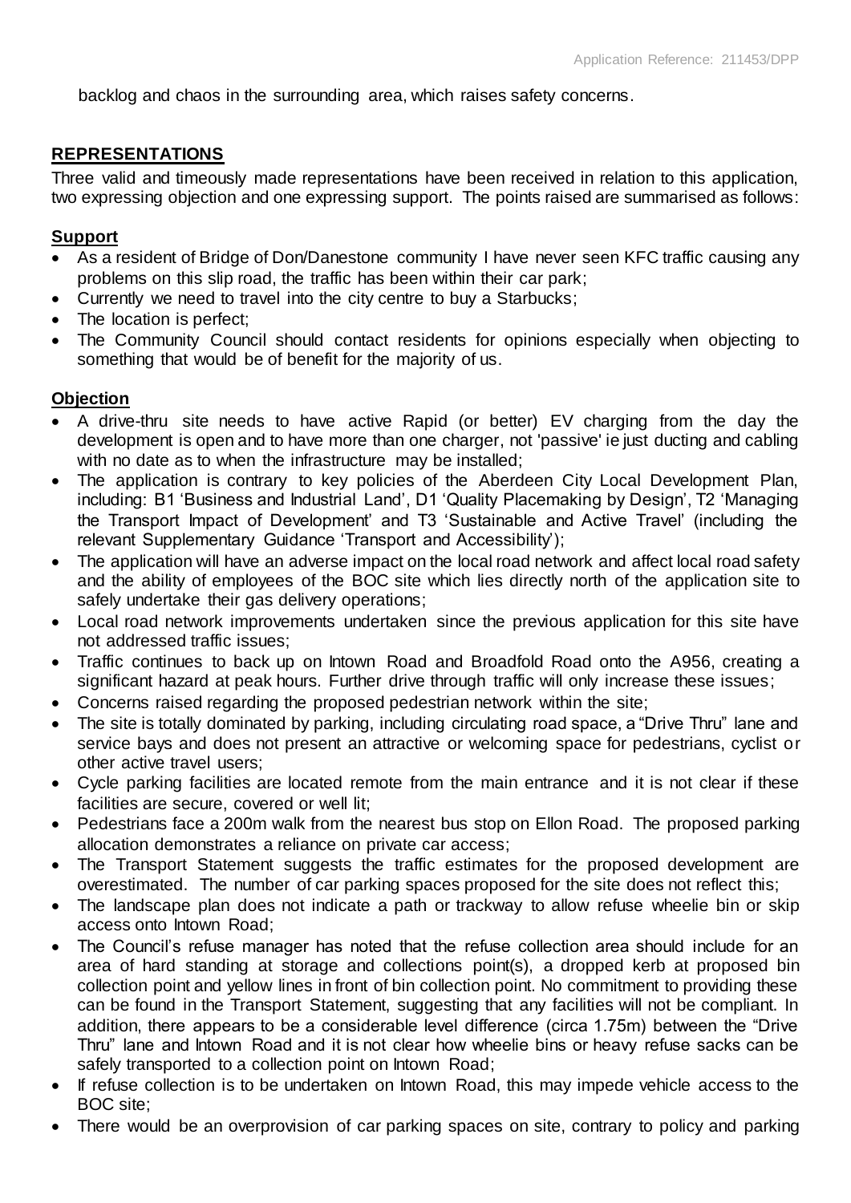backlog and chaos in the surrounding area, which raises safety concerns.

## REPRESENTATIONS

Three valid and timeously made representations have been received in relation to this application, two expressing objection and one expressing support. The points raised are summarised as follows:

### Support

- As a resident of Bridge of Don/Danestone community I have never seen KFC traffic causing any problems on this slip road, the traffic has been within their car park;
- Currently we need to travel into the city centre to buy a Starbucks;
- The location is perfect;
- The Community Council should contact residents for opinions especially when objecting to something that would be of benefit for the majority of us.

### Objection

- A drive-thru site needs to have active Rapid (or better) EV charging from the day the development is open and to have more than one charger, not 'passive' ie just ducting and cabling with no date as to when the infrastructure may be installed;
- The application is contrary to key policies of the Aberdeen City Local Development Plan, including: B1 'Business and Industrial Land', D1 'Quality Placemaking by Design', T2 'Managing the Transport Impact of Development' and T3 'Sustainable and Active Travel' (including the relevant Supplementary Guidance 'Transport and Accessibility');
- The application will have an adverse impact on the local road network and affect local road safety and the ability of employees of the BOC site which lies directly north of the application site to safely undertake their gas delivery operations;
- Local road network improvements undertaken since the previous application for this site have not addressed traffic issues;
- Traffic continues to back up on Intown Road and Broadfold Road onto the A956, creating a significant hazard at peak hours. Further drive through traffic will only increase these issues;
- Concerns raised regarding the proposed pedestrian network within the site;
- The site is totally dominated by parking, including circulating road space, a "Drive Thru" lane and service bays and does not present an attractive or welcoming space for pedestrians, cyclist or other active travel users;
- Cycle parking facilities are located remote from the main entrance and it is not clear if these facilities are secure, covered or well lit;
- Pedestrians face a 200m walk from the nearest bus stop on Ellon Road. The proposed parking allocation demonstrates a reliance on private car access;
- The Transport Statement suggests the traffic estimates for the proposed development are overestimated. The number of car parking spaces proposed for the site does not reflect this;
- The landscape plan does not indicate a path or trackway to allow refuse wheelie bin or skip access onto Intown Road;
- The Council's refuse manager has noted that the refuse collection area should include for an area of hard standing at storage and collections point(s), a dropped kerb at proposed bin collection point and yellow lines in front of bin collection point. No commitment to providing these can be found in the Transport Statement, suggesting that any facilities will not be compliant. In addition, there appears to be a considerable level difference (circa 1.75m) between the "Drive Thru" lane and Intown Road and it is not clear how wheelie bins or heavy refuse sacks can be safely transported to a collection point on Intown Road;
- If refuse collection is to be undertaken on Intown Road, this may impede vehicle access to the BOC site;
- There would be an overprovision of car parking spaces on site, contrary to policy and parking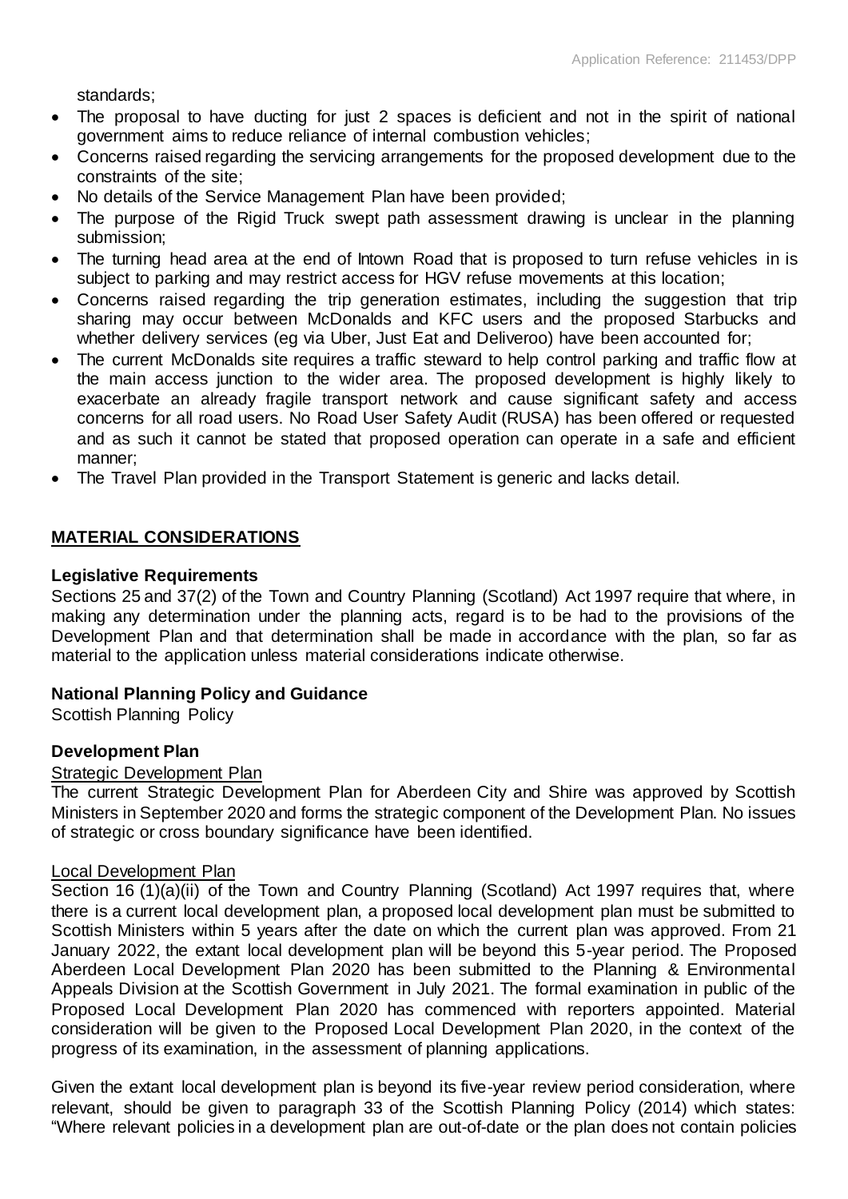standards;

- The proposal to have ducting for just 2 spaces is deficient and not in the spirit of national government aims to reduce reliance of internal combustion vehicles;
- Concerns raised regarding the servicing arrangements for the proposed development due to the constraints of the site;
- No details of the Service Management Plan have been provided;
- The purpose of the Rigid Truck swept path assessment drawing is unclear in the planning submission;
- The turning head area at the end of Intown Road that is proposed to turn refuse vehicles in is subject to parking and may restrict access for HGV refuse movements at this location;
- Concerns raised regarding the trip generation estimates, including the suggestion that trip sharing may occur between McDonalds and KFC users and the proposed Starbucks and whether delivery services (eg via Uber, Just Eat and Deliveroo) have been accounted for;
- The current McDonalds site requires a traffic steward to help control parking and traffic flow at the main access junction to the wider area. The proposed development is highly likely to exacerbate an already fragile transport network and cause significant safety and access concerns for all road users. No Road User Safety Audit (RUSA) has been offered or requested and as such it cannot be stated that proposed operation can operate in a safe and efficient manner;
- The Travel Plan provided in the Transport Statement is generic and lacks detail.

## MATERIAL CONSIDERATIONS

### Legislative Requirements

Sections 25 and 37(2) of the Town and Country Planning (Scotland) Act 1997 require that where, in making any determination under the planning acts, regard is to be had to the provisions of the Development Plan and that determination shall be made in accordance with the plan, so far as material to the application unless material considerations indicate otherwise.

### National Planning Policy and Guidance

Scottish Planning Policy

### Development Plan

Strategic Development Plan

The current Strategic Development Plan for Aberdeen City and Shire was approved by Scottish Ministers in September 2020 and forms the strategic component of the Development Plan. No issues of strategic or cross boundary significance have been identified.

Local Development Plan

Section 16 (1)(a)(ii) of the Town and Country Planning (Scotland) Act 1997 requires that, where there is a current local development plan, a proposed local development plan must be submitted to Scottish Ministers within 5 years after the date on which the current plan was approved. From 21 January 2022, the extant local development plan will be beyond this 5-year period. The Proposed Aberdeen Local Development Plan 2020 has been submitted to the Planning & Environmental Appeals Division at the Scottish Government in July 2021. The formal examination in public of the Proposed Local Development Plan 2020 has commenced with reporters appointed. Material consideration will be given to the Proposed Local Development Plan 2020, in the context of the progress of its examination, in the assessment of planning applications.

Given the extant local development plan is beyond its five-year review period consideration, where relevant, should be given to paragraph 33 of the Scottish Planning Policy (2014) which states: "Where relevant policies in a development plan are out-of-date or the plan does not contain policies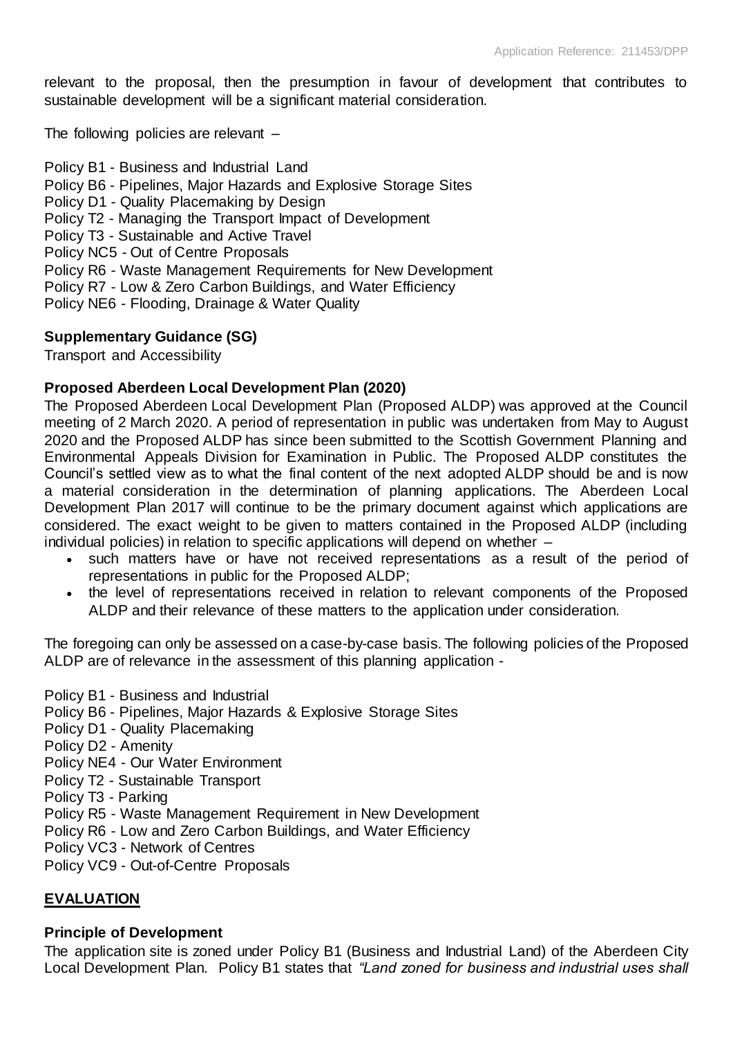relevant to the proposal, then the presumption in favour of development that contributes to sustainable development will be a significant material consideration.

The following policies are relevant –

Policy B1 - Business and Industrial Land
Policy B6 - Pipelines, Major Hazards and Explosive Storage Sites
Policy D1 - Quality Placemaking by Design
Policy T2 - Managing the Transport Impact of Development
Policy T3 - Sustainable and Active Travel
Policy NC5 - Out of Centre Proposals
Policy R6 - Waste Management Requirements for New Development
Policy R7 - Low & Zero Carbon Buildings, and Water Efficiency
Policy NE6 - Flooding, Drainage & Water Quality

**Supplementary Guidance (SG)**
Transport and Accessibility

**Proposed Aberdeen Local Development Plan (2020)**
The Proposed Aberdeen Local Development Plan (Proposed ALDP) was approved at the Council meeting of 2 March 2020. A period of representation in public was undertaken from May to August 2020 and the Proposed ALDP has since been submitted to the Scottish Government Planning and Environmental Appeals Division for Examination in Public. The Proposed ALDP constitutes the Council's settled view as to what the final content of the next adopted ALDP should be and is now a material consideration in the determination of planning applications. The Aberdeen Local Development Plan 2017 will continue to be the primary document against which applications are considered. The exact weight to be given to matters contained in the Proposed ALDP (including individual policies) in relation to specific applications will depend on whether –

- such matters have or have not received representations as a result of the period of representations in public for the Proposed ALDP;
- the level of representations received in relation to relevant components of the Proposed ALDP and their relevance of these matters to the application under consideration.

The foregoing can only be assessed on a case-by-case basis. The following policies of the Proposed ALDP are of relevance in the assessment of this planning application -

Policy B1 - Business and Industrial
Policy B6 - Pipelines, Major Hazards & Explosive Storage Sites
Policy D1 - Quality Placemaking
Policy D2 - Amenity
Policy NE4 - Our Water Environment
Policy T2 - Sustainable Transport
Policy T3 - Parking
Policy R5 - Waste Management Requirement in New Development
Policy R6 - Low and Zero Carbon Buildings, and Water Efficiency
Policy VC3 - Network of Centres
Policy VC9 - Out-of-Centre Proposals

## EVALUATION

**Principle of Development**
The application site is zoned under Policy B1 (Business and Industrial Land) of the Aberdeen City Local Development Plan. Policy B1 states that *"Land zoned for business and industrial uses shall*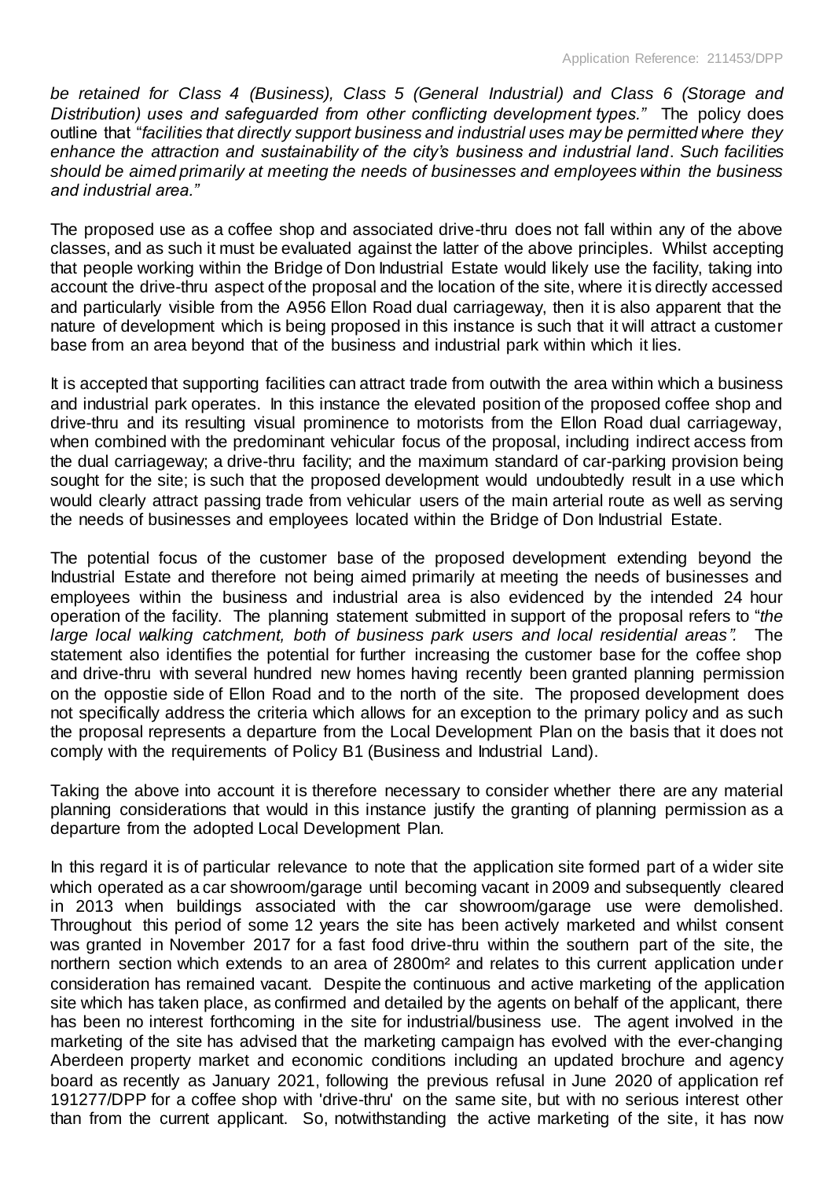*be retained for Class 4 (Business), Class 5 (General Industrial) and Class 6 (Storage and Distribution) uses and safeguarded from other conflicting development types."* The policy does outline that "*facilities that directly support business and industrial uses may be permitted where they enhance the attraction and sustainability of the city's business and industrial land. Such facilities should be aimed primarily at meeting the needs of businesses and employees within the business and industrial area."*

The proposed use as a coffee shop and associated drive-thru does not fall within any of the above classes, and as such it must be evaluated against the latter of the above principles. Whilst accepting that people working within the Bridge of Don Industrial Estate would likely use the facility, taking into account the drive-thru aspect of the proposal and the location of the site, where it is directly accessed and particularly visible from the A956 Ellon Road dual carriageway, then it is also apparent that the nature of development which is being proposed in this instance is such that it will attract a customer base from an area beyond that of the business and industrial park within which it lies.

It is accepted that supporting facilities can attract trade from outwith the area within which a business and industrial park operates. In this instance the elevated position of the proposed coffee shop and drive-thru and its resulting visual prominence to motorists from the Ellon Road dual carriageway, when combined with the predominant vehicular focus of the proposal, including indirect access from the dual carriageway; a drive-thru facility; and the maximum standard of car-parking provision being sought for the site; is such that the proposed development would undoubtedly result in a use which would clearly attract passing trade from vehicular users of the main arterial route as well as serving the needs of businesses and employees located within the Bridge of Don Industrial Estate.

The potential focus of the customer base of the proposed development extending beyond the Industrial Estate and therefore not being aimed primarily at meeting the needs of businesses and employees within the business and industrial area is also evidenced by the intended 24 hour operation of the facility. The planning statement submitted in support of the proposal refers to "*the large local walking catchment, both of business park users and local residential areas".* The statement also identifies the potential for further increasing the customer base for the coffee shop and drive-thru with several hundred new homes having recently been granted planning permission on the oppostie side of Ellon Road and to the north of the site. The proposed development does not specifically address the criteria which allows for an exception to the primary policy and as such the proposal represents a departure from the Local Development Plan on the basis that it does not comply with the requirements of Policy B1 (Business and Industrial Land).

Taking the above into account it is therefore necessary to consider whether there are any material planning considerations that would in this instance justify the granting of planning permission as a departure from the adopted Local Development Plan.

In this regard it is of particular relevance to note that the application site formed part of a wider site which operated as a car showroom/garage until becoming vacant in 2009 and subsequently cleared in 2013 when buildings associated with the car showroom/garage use were demolished. Throughout this period of some 12 years the site has been actively marketed and whilst consent was granted in November 2017 for a fast food drive-thru within the southern part of the site, the northern section which extends to an area of 2800m² and relates to this current application under consideration has remained vacant. Despite the continuous and active marketing of the application site which has taken place, as confirmed and detailed by the agents on behalf of the applicant, there has been no interest forthcoming in the site for industrial/business use. The agent involved in the marketing of the site has advised that the marketing campaign has evolved with the ever-changing Aberdeen property market and economic conditions including an updated brochure and agency board as recently as January 2021, following the previous refusal in June 2020 of application ref 191277/DPP for a coffee shop with 'drive-thru' on the same site, but with no serious interest other than from the current applicant. So, notwithstanding the active marketing of the site, it has now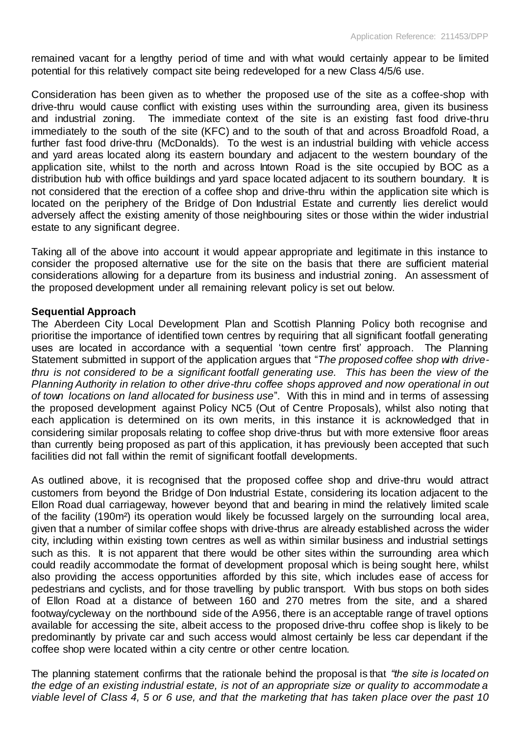remained vacant for a lengthy period of time and with what would certainly appear to be limited potential for this relatively compact site being redeveloped for a new Class 4/5/6 use.

Consideration has been given as to whether the proposed use of the site as a coffee-shop with drive-thru would cause conflict with existing uses within the surrounding area, given its business and industrial zoning. The immediate context of the site is an existing fast food drive-thru immediately to the south of the site (KFC) and to the south of that and across Broadfold Road, a further fast food drive-thru (McDonalds). To the west is an industrial building with vehicle access and yard areas located along its eastern boundary and adjacent to the western boundary of the application site, whilst to the north and across Intown Road is the site occupied by BOC as a distribution hub with office buildings and yard space located adjacent to its southern boundary. It is not considered that the erection of a coffee shop and drive-thru within the application site which is located on the periphery of the Bridge of Don Industrial Estate and currently lies derelict would adversely affect the existing amenity of those neighbouring sites or those within the wider industrial estate to any significant degree.

Taking all of the above into account it would appear appropriate and legitimate in this instance to consider the proposed alternative use for the site on the basis that there are sufficient material considerations allowing for a departure from its business and industrial zoning. An assessment of the proposed development under all remaining relevant policy is set out below.

**Sequential Approach**

The Aberdeen City Local Development Plan and Scottish Planning Policy both recognise and prioritise the importance of identified town centres by requiring that all significant footfall generating uses are located in accordance with a sequential 'town centre first' approach. The Planning Statement submitted in support of the application argues that "*The proposed coffee shop with drive-thru is not considered to be a significant footfall generating use. This has been the view of the Planning Authority in relation to other drive-thru coffee shops approved and now operational in out of town locations on land allocated for business use*". With this in mind and in terms of assessing the proposed development against Policy NC5 (Out of Centre Proposals), whilst also noting that each application is determined on its own merits, in this instance it is acknowledged that in considering similar proposals relating to coffee shop drive-thrus but with more extensive floor areas than currently being proposed as part of this application, it has previously been accepted that such facilities did not fall within the remit of significant footfall developments.

As outlined above, it is recognised that the proposed coffee shop and drive-thru would attract customers from beyond the Bridge of Don Industrial Estate, considering its location adjacent to the Ellon Road dual carriageway, however beyond that and bearing in mind the relatively limited scale of the facility (190m²) its operation would likely be focussed largely on the surrounding local area, given that a number of similar coffee shops with drive-thrus are already established across the wider city, including within existing town centres as well as within similar business and industrial settings such as this. It is not apparent that there would be other sites within the surrounding area which could readily accommodate the format of development proposal which is being sought here, whilst also providing the access opportunities afforded by this site, which includes ease of access for pedestrians and cyclists, and for those travelling by public transport. With bus stops on both sides of Ellon Road at a distance of between 160 and 270 metres from the site, and a shared footway/cycleway on the northbound side of the A956, there is an acceptable range of travel options available for accessing the site, albeit access to the proposed drive-thru coffee shop is likely to be predominantly by private car and such access would almost certainly be less car dependant if the coffee shop were located within a city centre or other centre location.

The planning statement confirms that the rationale behind the proposal is that *"the site is located on the edge of an existing industrial estate, is not of an appropriate size or quality to accommodate a viable level of Class 4, 5 or 6 use, and that the marketing that has taken place over the past 10*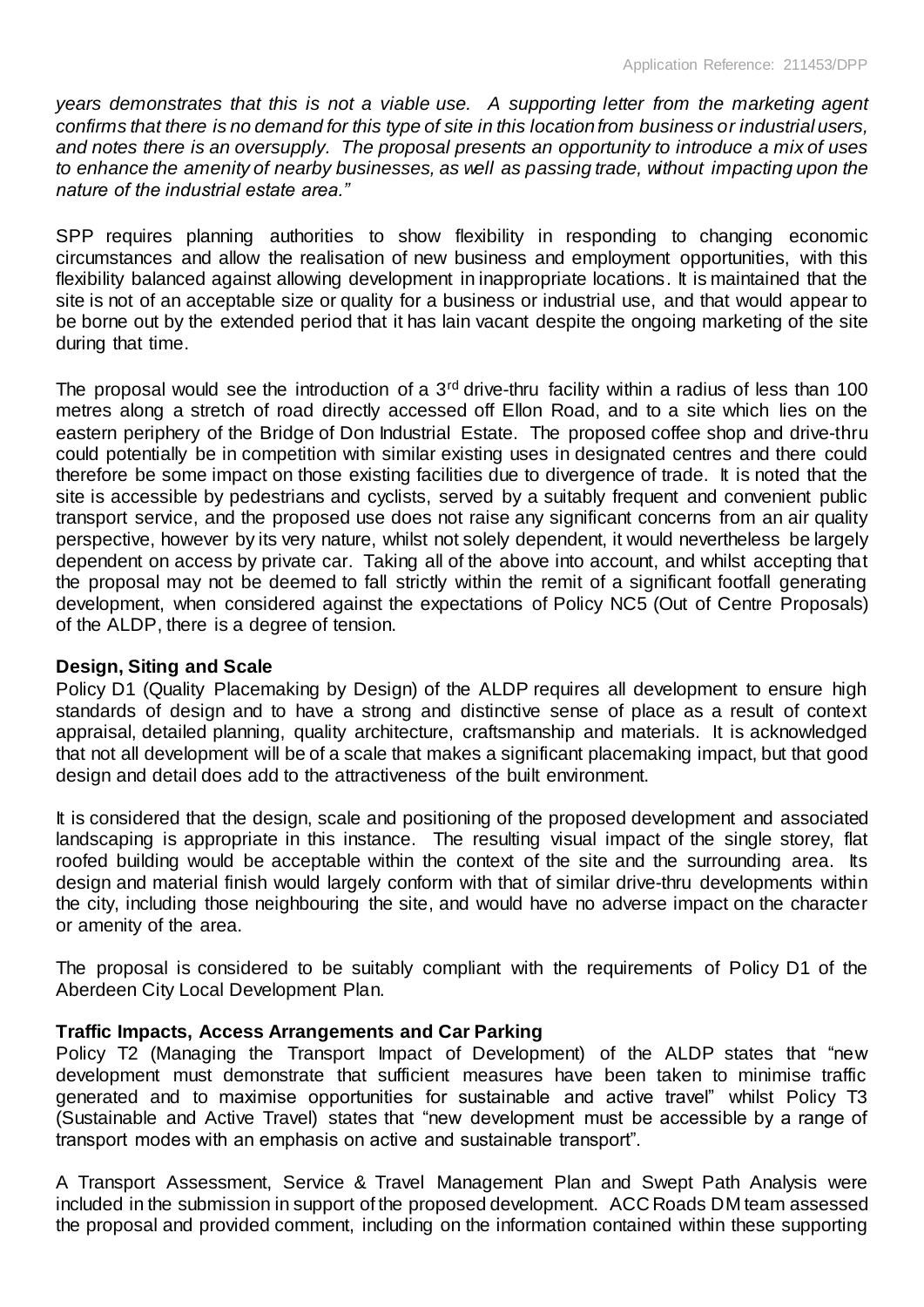*years demonstrates that this is not a viable use. A supporting letter from the marketing agent confirms that there is no demand for this type of site in this location from business or industrial users, and notes there is an oversupply. The proposal presents an opportunity to introduce a mix of uses to enhance the amenity of nearby businesses, as well as passing trade, without impacting upon the nature of the industrial estate area."*

SPP requires planning authorities to show flexibility in responding to changing economic circumstances and allow the realisation of new business and employment opportunities, with this flexibility balanced against allowing development in inappropriate locations. It is maintained that the site is not of an acceptable size or quality for a business or industrial use, and that would appear to be borne out by the extended period that it has lain vacant despite the ongoing marketing of the site during that time.

The proposal would see the introduction of a 3rd drive-thru facility within a radius of less than 100 metres along a stretch of road directly accessed off Ellon Road, and to a site which lies on the eastern periphery of the Bridge of Don Industrial Estate. The proposed coffee shop and drive-thru could potentially be in competition with similar existing uses in designated centres and there could therefore be some impact on those existing facilities due to divergence of trade. It is noted that the site is accessible by pedestrians and cyclists, served by a suitably frequent and convenient public transport service, and the proposed use does not raise any significant concerns from an air quality perspective, however by its very nature, whilst not solely dependent, it would nevertheless be largely dependent on access by private car. Taking all of the above into account, and whilst accepting that the proposal may not be deemed to fall strictly within the remit of a significant footfall generating development, when considered against the expectations of Policy NC5 (Out of Centre Proposals) of the ALDP, there is a degree of tension.

**Design, Siting and Scale**

Policy D1 (Quality Placemaking by Design) of the ALDP requires all development to ensure high standards of design and to have a strong and distinctive sense of place as a result of context appraisal, detailed planning, quality architecture, craftsmanship and materials. It is acknowledged that not all development will be of a scale that makes a significant placemaking impact, but that good design and detail does add to the attractiveness of the built environment.

It is considered that the design, scale and positioning of the proposed development and associated landscaping is appropriate in this instance. The resulting visual impact of the single storey, flat roofed building would be acceptable within the context of the site and the surrounding area. Its design and material finish would largely conform with that of similar drive-thru developments within the city, including those neighbouring the site, and would have no adverse impact on the character or amenity of the area.

The proposal is considered to be suitably compliant with the requirements of Policy D1 of the Aberdeen City Local Development Plan.

**Traffic Impacts, Access Arrangements and Car Parking**

Policy T2 (Managing the Transport Impact of Development) of the ALDP states that "new development must demonstrate that sufficient measures have been taken to minimise traffic generated and to maximise opportunities for sustainable and active travel" whilst Policy T3 (Sustainable and Active Travel) states that "new development must be accessible by a range of transport modes with an emphasis on active and sustainable transport".

A Transport Assessment, Service & Travel Management Plan and Swept Path Analysis were included in the submission in support of the proposed development. ACC Roads DM team assessed the proposal and provided comment, including on the information contained within these supporting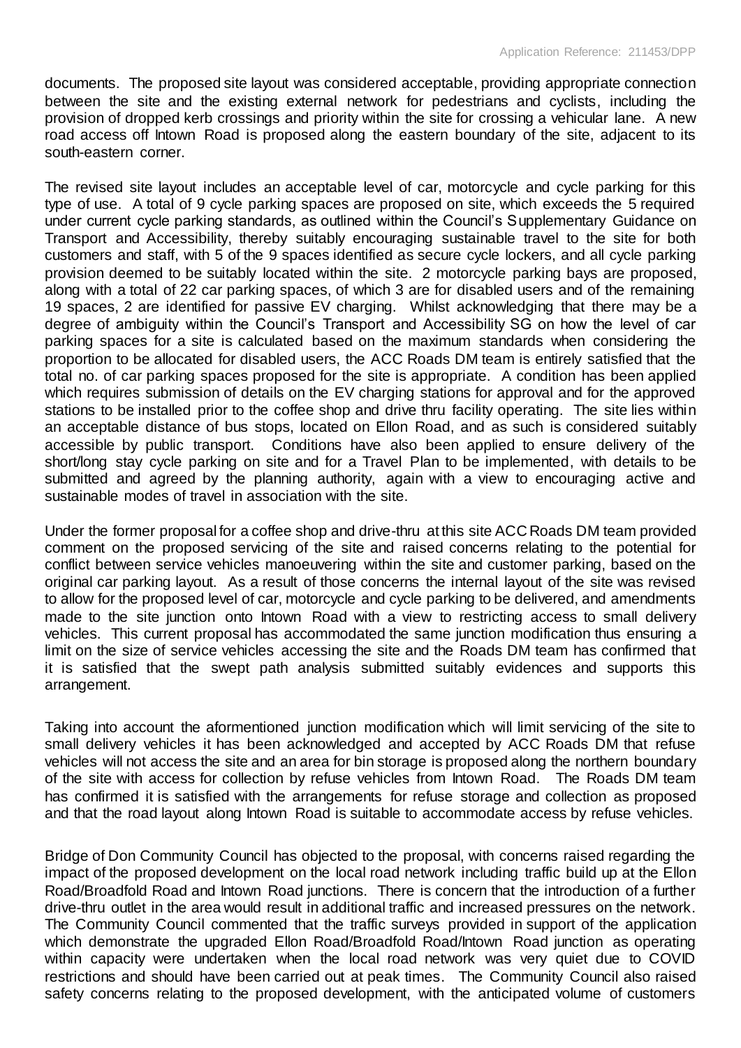documents. The proposed site layout was considered acceptable, providing appropriate connection between the site and the existing external network for pedestrians and cyclists, including the provision of dropped kerb crossings and priority within the site for crossing a vehicular lane. A new road access off Intown Road is proposed along the eastern boundary of the site, adjacent to its south-eastern corner.

The revised site layout includes an acceptable level of car, motorcycle and cycle parking for this type of use. A total of 9 cycle parking spaces are proposed on site, which exceeds the 5 required under current cycle parking standards, as outlined within the Council's Supplementary Guidance on Transport and Accessibility, thereby suitably encouraging sustainable travel to the site for both customers and staff, with 5 of the 9 spaces identified as secure cycle lockers, and all cycle parking provision deemed to be suitably located within the site. 2 motorcycle parking bays are proposed, along with a total of 22 car parking spaces, of which 3 are for disabled users and of the remaining 19 spaces, 2 are identified for passive EV charging. Whilst acknowledging that there may be a degree of ambiguity within the Council's Transport and Accessibility SG on how the level of car parking spaces for a site is calculated based on the maximum standards when considering the proportion to be allocated for disabled users, the ACC Roads DM team is entirely satisfied that the total no. of car parking spaces proposed for the site is appropriate. A condition has been applied which requires submission of details on the EV charging stations for approval and for the approved stations to be installed prior to the coffee shop and drive thru facility operating. The site lies within an acceptable distance of bus stops, located on Ellon Road, and as such is considered suitably accessible by public transport. Conditions have also been applied to ensure delivery of the short/long stay cycle parking on site and for a Travel Plan to be implemented, with details to be submitted and agreed by the planning authority, again with a view to encouraging active and sustainable modes of travel in association with the site.

Under the former proposal for a coffee shop and drive-thru at this site ACC Roads DM team provided comment on the proposed servicing of the site and raised concerns relating to the potential for conflict between service vehicles manoeuvering within the site and customer parking, based on the original car parking layout. As a result of those concerns the internal layout of the site was revised to allow for the proposed level of car, motorcycle and cycle parking to be delivered, and amendments made to the site junction onto Intown Road with a view to restricting access to small delivery vehicles. This current proposal has accommodated the same junction modification thus ensuring a limit on the size of service vehicles accessing the site and the Roads DM team has confirmed that it is satisfied that the swept path analysis submitted suitably evidences and supports this arrangement.

Taking into account the aforementioned junction modification which will limit servicing of the site to small delivery vehicles it has been acknowledged and accepted by ACC Roads DM that refuse vehicles will not access the site and an area for bin storage is proposed along the northern boundary of the site with access for collection by refuse vehicles from Intown Road. The Roads DM team has confirmed it is satisfied with the arrangements for refuse storage and collection as proposed and that the road layout along Intown Road is suitable to accommodate access by refuse vehicles.

Bridge of Don Community Council has objected to the proposal, with concerns raised regarding the impact of the proposed development on the local road network including traffic build up at the Ellon Road/Broadfold Road and Intown Road junctions. There is concern that the introduction of a further drive-thru outlet in the area would result in additional traffic and increased pressures on the network. The Community Council commented that the traffic surveys provided in support of the application which demonstrate the upgraded Ellon Road/Broadfold Road/Intown Road junction as operating within capacity were undertaken when the local road network was very quiet due to COVID restrictions and should have been carried out at peak times. The Community Council also raised safety concerns relating to the proposed development, with the anticipated volume of customers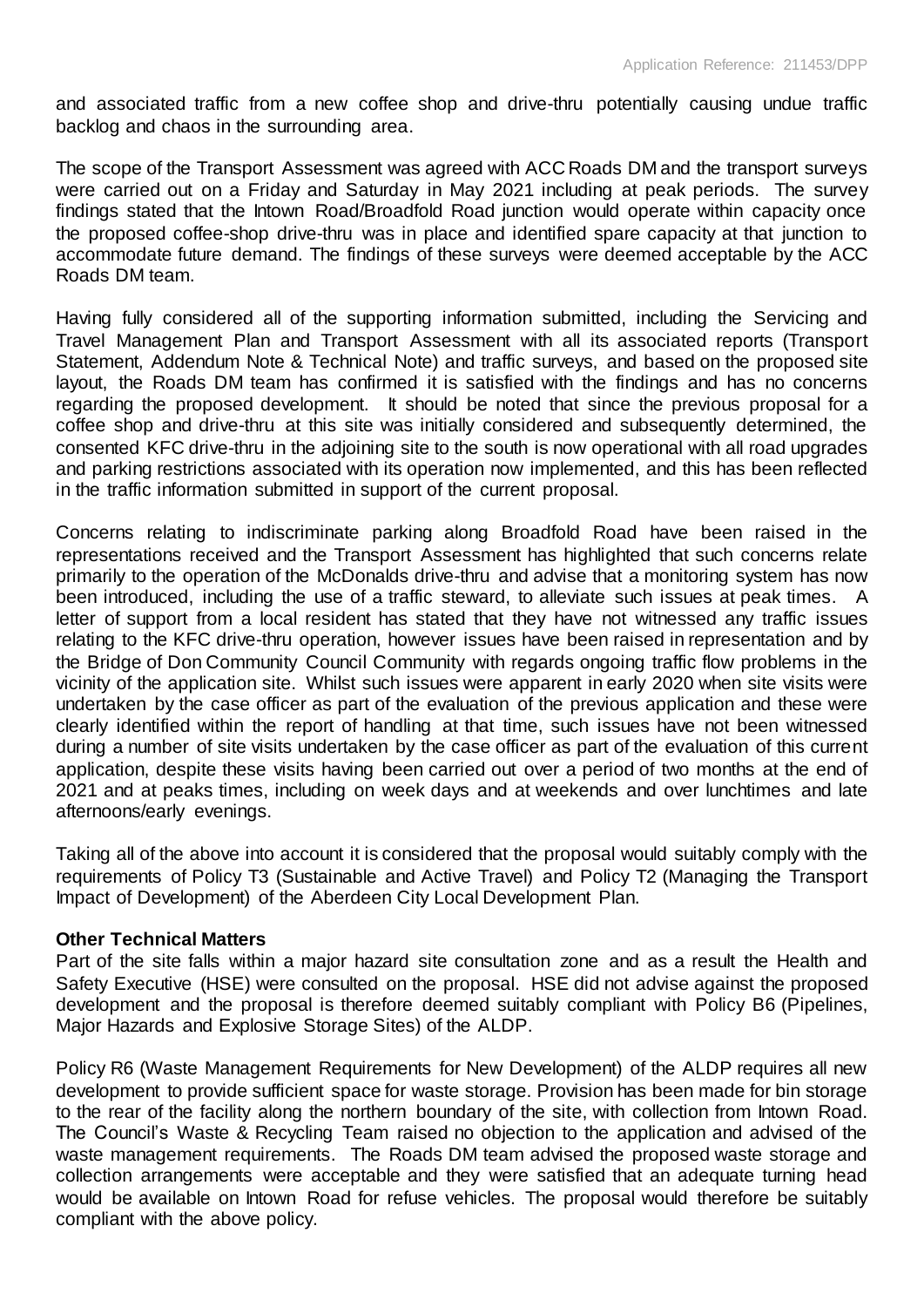and associated traffic from a new coffee shop and drive-thru potentially causing undue traffic backlog and chaos in the surrounding area.

The scope of the Transport Assessment was agreed with ACC Roads DM and the transport surveys were carried out on a Friday and Saturday in May 2021 including at peak periods. The survey findings stated that the Intown Road/Broadfold Road junction would operate within capacity once the proposed coffee-shop drive-thru was in place and identified spare capacity at that junction to accommodate future demand. The findings of these surveys were deemed acceptable by the ACC Roads DM team.

Having fully considered all of the supporting information submitted, including the Servicing and Travel Management Plan and Transport Assessment with all its associated reports (Transport Statement, Addendum Note & Technical Note) and traffic surveys, and based on the proposed site layout, the Roads DM team has confirmed it is satisfied with the findings and has no concerns regarding the proposed development. It should be noted that since the previous proposal for a coffee shop and drive-thru at this site was initially considered and subsequently determined, the consented KFC drive-thru in the adjoining site to the south is now operational with all road upgrades and parking restrictions associated with its operation now implemented, and this has been reflected in the traffic information submitted in support of the current proposal.

Concerns relating to indiscriminate parking along Broadfold Road have been raised in the representations received and the Transport Assessment has highlighted that such concerns relate primarily to the operation of the McDonalds drive-thru and advise that a monitoring system has now been introduced, including the use of a traffic steward, to alleviate such issues at peak times. A letter of support from a local resident has stated that they have not witnessed any traffic issues relating to the KFC drive-thru operation, however issues have been raised in representation and by the Bridge of Don Community Council Community with regards ongoing traffic flow problems in the vicinity of the application site. Whilst such issues were apparent in early 2020 when site visits were undertaken by the case officer as part of the evaluation of the previous application and these were clearly identified within the report of handling at that time, such issues have not been witnessed during a number of site visits undertaken by the case officer as part of the evaluation of this current application, despite these visits having been carried out over a period of two months at the end of 2021 and at peaks times, including on week days and at weekends and over lunchtimes and late afternoons/early evenings.

Taking all of the above into account it is considered that the proposal would suitably comply with the requirements of Policy T3 (Sustainable and Active Travel) and Policy T2 (Managing the Transport Impact of Development) of the Aberdeen City Local Development Plan.

**Other Technical Matters**

Part of the site falls within a major hazard site consultation zone and as a result the Health and Safety Executive (HSE) were consulted on the proposal. HSE did not advise against the proposed development and the proposal is therefore deemed suitably compliant with Policy B6 (Pipelines, Major Hazards and Explosive Storage Sites) of the ALDP.

Policy R6 (Waste Management Requirements for New Development) of the ALDP requires all new development to provide sufficient space for waste storage. Provision has been made for bin storage to the rear of the facility along the northern boundary of the site, with collection from Intown Road. The Council's Waste & Recycling Team raised no objection to the application and advised of the waste management requirements. The Roads DM team advised the proposed waste storage and collection arrangements were acceptable and they were satisfied that an adequate turning head would be available on Intown Road for refuse vehicles. The proposal would therefore be suitably compliant with the above policy.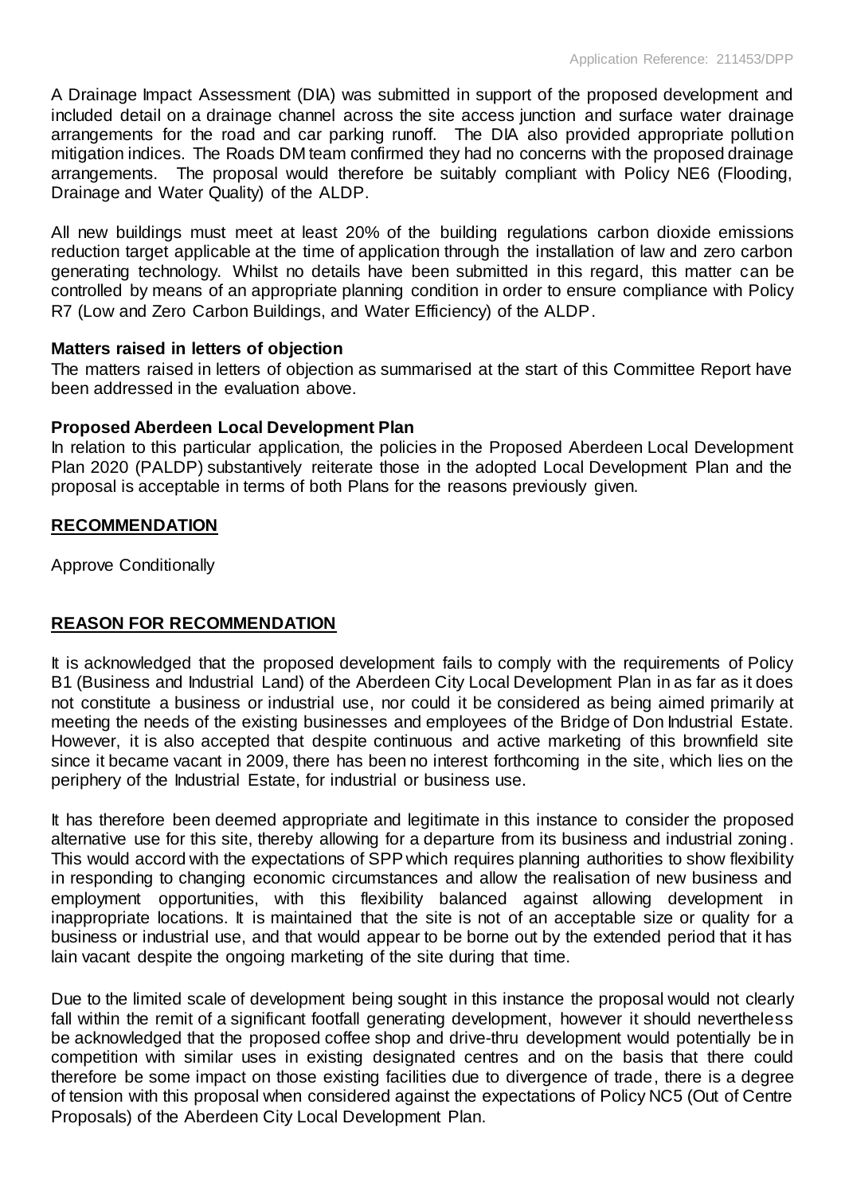A Drainage Impact Assessment (DIA) was submitted in support of the proposed development and included detail on a drainage channel across the site access junction and surface water drainage arrangements for the road and car parking runoff. The DIA also provided appropriate pollution mitigation indices. The Roads DM team confirmed they had no concerns with the proposed drainage arrangements. The proposal would therefore be suitably compliant with Policy NE6 (Flooding, Drainage and Water Quality) of the ALDP.

All new buildings must meet at least 20% of the building regulations carbon dioxide emissions reduction target applicable at the time of application through the installation of law and zero carbon generating technology. Whilst no details have been submitted in this regard, this matter can be controlled by means of an appropriate planning condition in order to ensure compliance with Policy R7 (Low and Zero Carbon Buildings, and Water Efficiency) of the ALDP.

**Matters raised in letters of objection**

The matters raised in letters of objection as summarised at the start of this Committee Report have been addressed in the evaluation above.

**Proposed Aberdeen Local Development Plan**

In relation to this particular application, the policies in the Proposed Aberdeen Local Development Plan 2020 (PALDP) substantively reiterate those in the adopted Local Development Plan and the proposal is acceptable in terms of both Plans for the reasons previously given.

## RECOMMENDATION

Approve Conditionally

## REASON FOR RECOMMENDATION

It is acknowledged that the proposed development fails to comply with the requirements of Policy B1 (Business and Industrial Land) of the Aberdeen City Local Development Plan in as far as it does not constitute a business or industrial use, nor could it be considered as being aimed primarily at meeting the needs of the existing businesses and employees of the Bridge of Don Industrial Estate. However, it is also accepted that despite continuous and active marketing of this brownfield site since it became vacant in 2009, there has been no interest forthcoming in the site, which lies on the periphery of the Industrial Estate, for industrial or business use.

It has therefore been deemed appropriate and legitimate in this instance to consider the proposed alternative use for this site, thereby allowing for a departure from its business and industrial zoning. This would accord with the expectations of SPP which requires planning authorities to show flexibility in responding to changing economic circumstances and allow the realisation of new business and employment opportunities, with this flexibility balanced against allowing development in inappropriate locations. It is maintained that the site is not of an acceptable size or quality for a business or industrial use, and that would appear to be borne out by the extended period that it has lain vacant despite the ongoing marketing of the site during that time.

Due to the limited scale of development being sought in this instance the proposal would not clearly fall within the remit of a significant footfall generating development, however it should nevertheless be acknowledged that the proposed coffee shop and drive-thru development would potentially be in competition with similar uses in existing designated centres and on the basis that there could therefore be some impact on those existing facilities due to divergence of trade, there is a degree of tension with this proposal when considered against the expectations of Policy NC5 (Out of Centre Proposals) of the Aberdeen City Local Development Plan.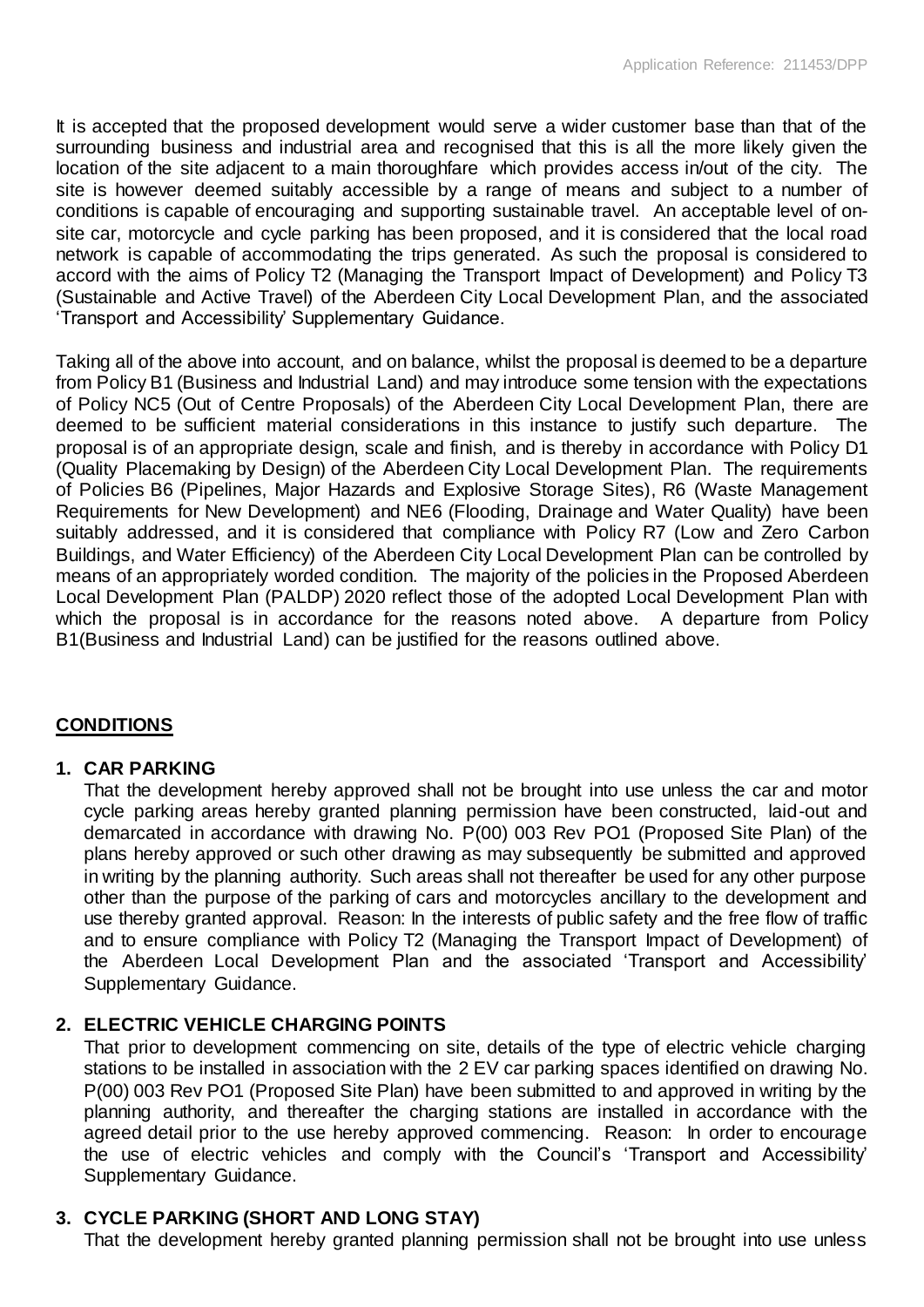It is accepted that the proposed development would serve a wider customer base than that of the surrounding business and industrial area and recognised that this is all the more likely given the location of the site adjacent to a main thoroughfare which provides access in/out of the city. The site is however deemed suitably accessible by a range of means and subject to a number of conditions is capable of encouraging and supporting sustainable travel. An acceptable level of on-site car, motorcycle and cycle parking has been proposed, and it is considered that the local road network is capable of accommodating the trips generated. As such the proposal is considered to accord with the aims of Policy T2 (Managing the Transport Impact of Development) and Policy T3 (Sustainable and Active Travel) of the Aberdeen City Local Development Plan, and the associated 'Transport and Accessibility' Supplementary Guidance.

Taking all of the above into account, and on balance, whilst the proposal is deemed to be a departure from Policy B1 (Business and Industrial Land) and may introduce some tension with the expectations of Policy NC5 (Out of Centre Proposals) of the Aberdeen City Local Development Plan, there are deemed to be sufficient material considerations in this instance to justify such departure. The proposal is of an appropriate design, scale and finish, and is thereby in accordance with Policy D1 (Quality Placemaking by Design) of the Aberdeen City Local Development Plan. The requirements of Policies B6 (Pipelines, Major Hazards and Explosive Storage Sites), R6 (Waste Management Requirements for New Development) and NE6 (Flooding, Drainage and Water Quality) have been suitably addressed, and it is considered that compliance with Policy R7 (Low and Zero Carbon Buildings, and Water Efficiency) of the Aberdeen City Local Development Plan can be controlled by means of an appropriately worded condition. The majority of the policies in the Proposed Aberdeen Local Development Plan (PALDP) 2020 reflect those of the adopted Local Development Plan with which the proposal is in accordance for the reasons noted above. A departure from Policy B1(Business and Industrial Land) can be justified for the reasons outlined above.

## **CONDITIONS**

**1. CAR PARKING**

That the development hereby approved shall not be brought into use unless the car and motor cycle parking areas hereby granted planning permission have been constructed, laid-out and demarcated in accordance with drawing No. P(00) 003 Rev PO1 (Proposed Site Plan) of the plans hereby approved or such other drawing as may subsequently be submitted and approved in writing by the planning authority. Such areas shall not thereafter be used for any other purpose other than the purpose of the parking of cars and motorcycles ancillary to the development and use thereby granted approval. Reason: In the interests of public safety and the free flow of traffic and to ensure compliance with Policy T2 (Managing the Transport Impact of Development) of the Aberdeen Local Development Plan and the associated 'Transport and Accessibility' Supplementary Guidance.

**2. ELECTRIC VEHICLE CHARGING POINTS**

That prior to development commencing on site, details of the type of electric vehicle charging stations to be installed in association with the 2 EV car parking spaces identified on drawing No. P(00) 003 Rev PO1 (Proposed Site Plan) have been submitted to and approved in writing by the planning authority, and thereafter the charging stations are installed in accordance with the agreed detail prior to the use hereby approved commencing. Reason: In order to encourage the use of electric vehicles and comply with the Council's 'Transport and Accessibility' Supplementary Guidance.

**3. CYCLE PARKING (SHORT AND LONG STAY)**

That the development hereby granted planning permission shall not be brought into use unless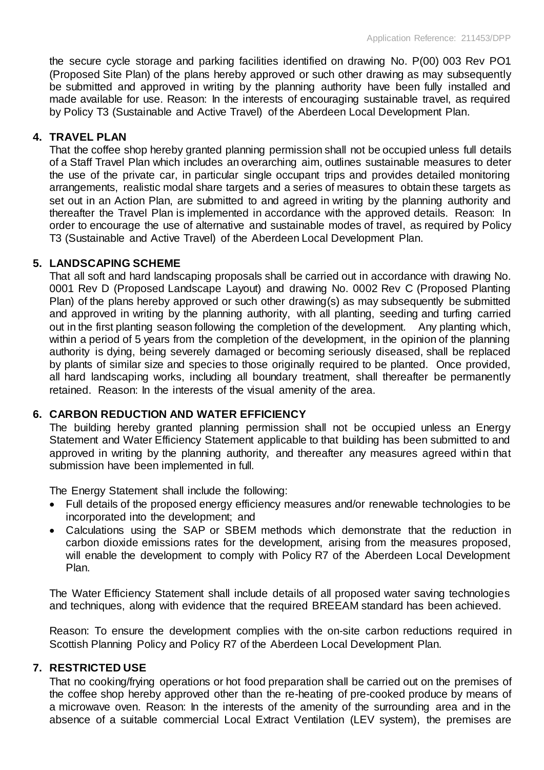the secure cycle storage and parking facilities identified on drawing No. P(00) 003 Rev PO1 (Proposed Site Plan) of the plans hereby approved or such other drawing as may subsequently be submitted and approved in writing by the planning authority have been fully installed and made available for use. Reason: In the interests of encouraging sustainable travel, as required by Policy T3 (Sustainable and Active Travel) of the Aberdeen Local Development Plan.

**4. TRAVEL PLAN**

That the coffee shop hereby granted planning permission shall not be occupied unless full details of a Staff Travel Plan which includes an overarching aim, outlines sustainable measures to deter the use of the private car, in particular single occupant trips and provides detailed monitoring arrangements, realistic modal share targets and a series of measures to obtain these targets as set out in an Action Plan, are submitted to and agreed in writing by the planning authority and thereafter the Travel Plan is implemented in accordance with the approved details. Reason: In order to encourage the use of alternative and sustainable modes of travel, as required by Policy T3 (Sustainable and Active Travel) of the Aberdeen Local Development Plan.

**5. LANDSCAPING SCHEME**

That all soft and hard landscaping proposals shall be carried out in accordance with drawing No. 0001 Rev D (Proposed Landscape Layout) and drawing No. 0002 Rev C (Proposed Planting Plan) of the plans hereby approved or such other drawing(s) as may subsequently be submitted and approved in writing by the planning authority, with all planting, seeding and turfing carried out in the first planting season following the completion of the development. Any planting which, within a period of 5 years from the completion of the development, in the opinion of the planning authority is dying, being severely damaged or becoming seriously diseased, shall be replaced by plants of similar size and species to those originally required to be planted. Once provided, all hard landscaping works, including all boundary treatment, shall thereafter be permanently retained. Reason: In the interests of the visual amenity of the area.

**6. CARBON REDUCTION AND WATER EFFICIENCY**

The building hereby granted planning permission shall not be occupied unless an Energy Statement and Water Efficiency Statement applicable to that building has been submitted to and approved in writing by the planning authority, and thereafter any measures agreed within that submission have been implemented in full.

The Energy Statement shall include the following:

- Full details of the proposed energy efficiency measures and/or renewable technologies to be incorporated into the development; and
- Calculations using the SAP or SBEM methods which demonstrate that the reduction in carbon dioxide emissions rates for the development, arising from the measures proposed, will enable the development to comply with Policy R7 of the Aberdeen Local Development Plan.

The Water Efficiency Statement shall include details of all proposed water saving technologies and techniques, along with evidence that the required BREEAM standard has been achieved.

Reason: To ensure the development complies with the on-site carbon reductions required in Scottish Planning Policy and Policy R7 of the Aberdeen Local Development Plan.

**7. RESTRICTED USE**

That no cooking/frying operations or hot food preparation shall be carried out on the premises of the coffee shop hereby approved other than the re-heating of pre-cooked produce by means of a microwave oven. Reason: In the interests of the amenity of the surrounding area and in the absence of a suitable commercial Local Extract Ventilation (LEV system), the premises are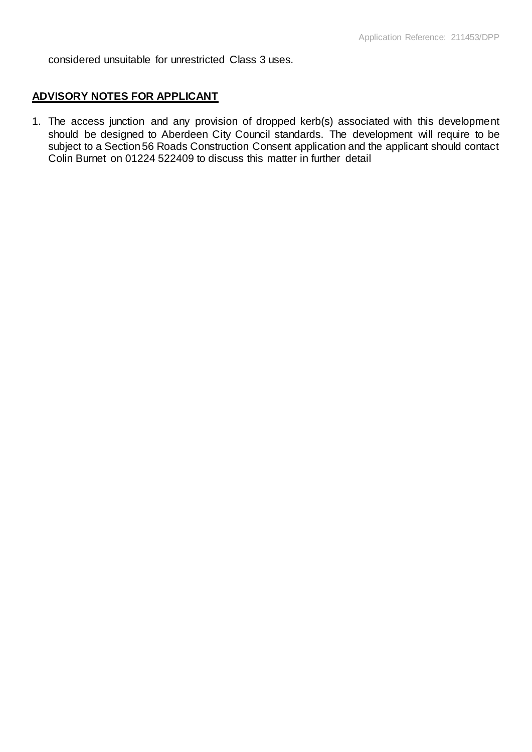considered unsuitable for unrestricted Class 3 uses.

## **ADVISORY NOTES FOR APPLICANT**

1. The access junction and any provision of dropped kerb(s) associated with this development should be designed to Aberdeen City Council standards. The development will require to be subject to a Section 56 Roads Construction Consent application and the applicant should contact Colin Burnet on 01224 522409 to discuss this matter in further detail